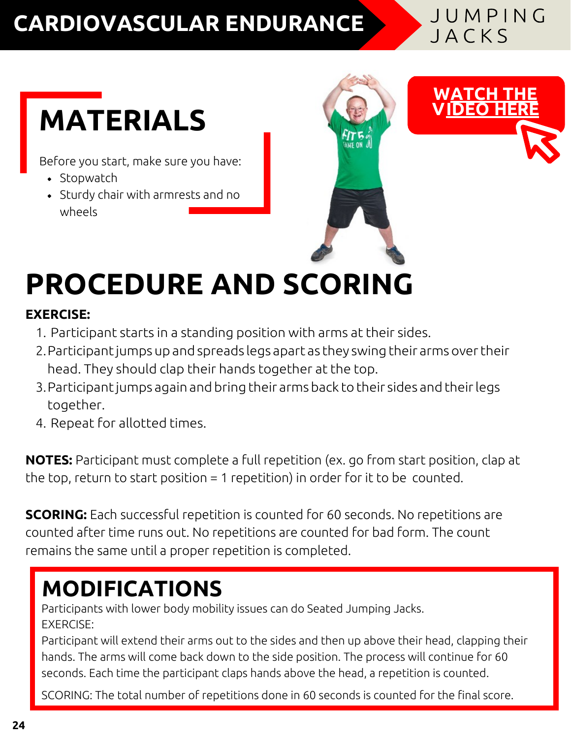# CARDIOVASCULAR ENDURANCE

## JUMPING JACKS

**WATCH THE VIDEO HERE**

## MATERIALS

Before you start, make sure you have:

- Stopwatch
- Sturdy chair with armrests and no wheels

## PROCEDURE AND SCORING

**EXERCISE:**

1. Participant starts in a standing position with arms at their sides.
2. Participant jumps up and spreads legs apart as they swing their arms over their head. They should clap their hands together at the top.
3. Participant jumps again and bring their arms back to their sides and their legs together.
4. Repeat for allotted times.

**NOTES:** Participant must complete a full repetition (ex. go from start position, clap at the top, return to start position = 1 repetition) in order for it to be counted.

**SCORING:** Each successful repetition is counted for 60 seconds. No repetitions are counted after time runs out. No repetitions are counted for bad form. The count remains the same until a proper repetition is completed.

## MODIFICATIONS

Participants with lower body mobility issues can do Seated Jumping Jacks.

EXERCISE:

Participant will extend their arms out to the sides and then up above their head, clapping their hands. The arms will come back down to the side position. The process will continue for 60 seconds. Each time the participant claps hands above the head, a repetition is counted.

SCORING: The total number of repetitions done in 60 seconds is counted for the final score.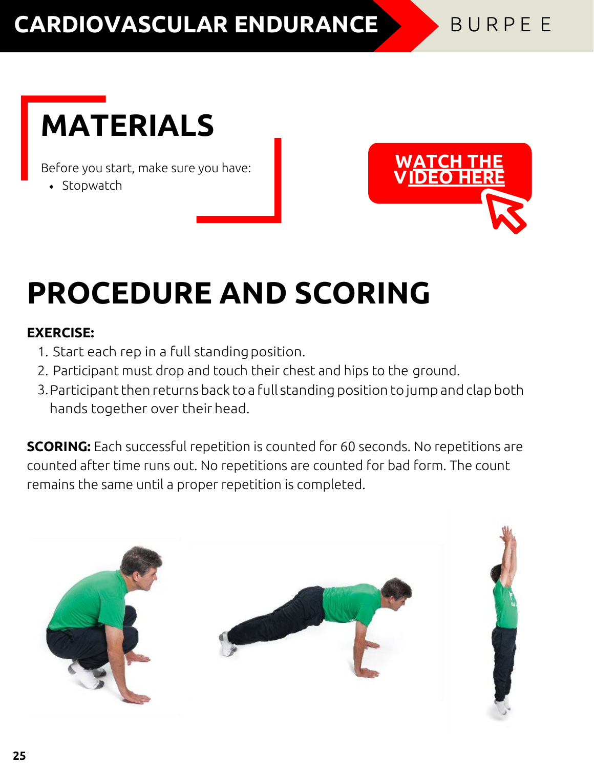# CARDIOVASCULAR ENDURANCE

BURPEE

## MATERIALS

Before you start, make sure you have:

- Stopwatch

WATCH THE VIDEO HERE

## PROCEDURE AND SCORING

**EXERCISE:**

1. Start each rep in a full standing position.
2. Participant must drop and touch their chest and hips to the ground.
3. Participant then returns back to a full standing position to jump and clap both hands together over their head.

**SCORING:** Each successful repetition is counted for 60 seconds. No repetitions are counted after time runs out. No repetitions are counted for bad form. The count remains the same until a proper repetition is completed.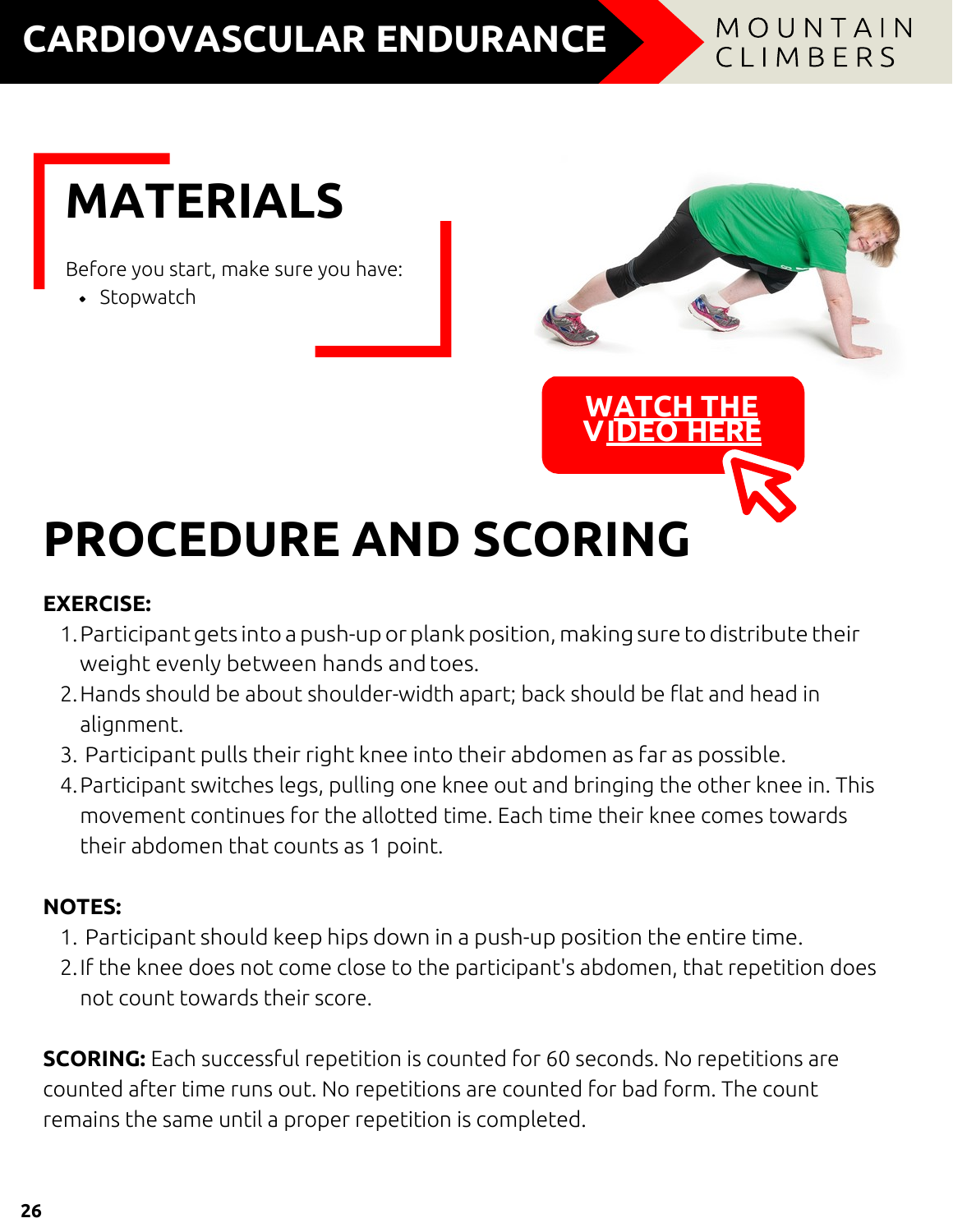# CARDIOVASCULAR ENDURANCE

## MOUNTAIN CLIMBERS

## MATERIALS

Before you start, make sure you have:

- Stopwatch

WATCH THE VIDEO HERE

## PROCEDURE AND SCORING

**EXERCISE:**

1. Participant gets into a push-up or plank position, making sure to distribute their weight evenly between hands and toes.
2. Hands should be about shoulder-width apart; back should be flat and head in alignment.
3. Participant pulls their right knee into their abdomen as far as possible.
4. Participant switches legs, pulling one knee out and bringing the other knee in. This movement continues for the allotted time. Each time their knee comes towards their abdomen that counts as 1 point.

**NOTES:**

1. Participant should keep hips down in a push-up position the entire time.
2. If the knee does not come close to the participant's abdomen, that repetition does not count towards their score.

**SCORING:** Each successful repetition is counted for 60 seconds. No repetitions are counted after time runs out. No repetitions are counted for bad form. The count remains the same until a proper repetition is completed.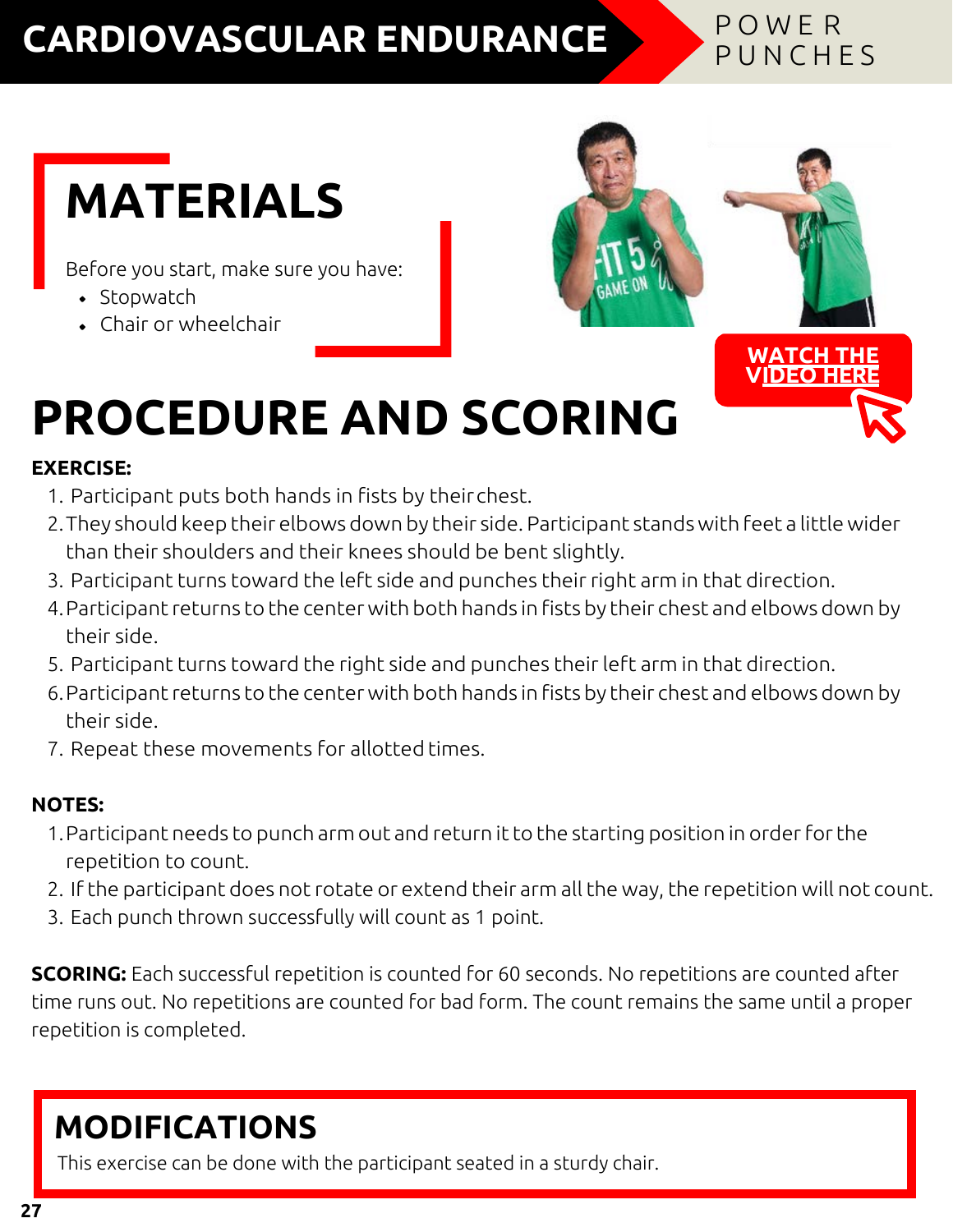# CARDIOVASCULAR ENDURANCE

POWER PUNCHES

## MATERIALS

Before you start, make sure you have:

- Stopwatch
- Chair or wheelchair

WATCH THE VIDEO HERE

## PROCEDURE AND SCORING

**EXERCISE:**

1. Participant puts both hands in fists by their chest.
2. They should keep their elbows down by their side. Participant stands with feet a little wider than their shoulders and their knees should be bent slightly.
3. Participant turns toward the left side and punches their right arm in that direction.
4. Participant returns to the center with both hands in fists by their chest and elbows down by their side.
5. Participant turns toward the right side and punches their left arm in that direction.
6. Participant returns to the center with both hands in fists by their chest and elbows down by their side.
7. Repeat these movements for allotted times.

**NOTES:**

1. Participant needs to punch arm out and return it to the starting position in order for the repetition to count.
2. If the participant does not rotate or extend their arm all the way, the repetition will not count.
3. Each punch thrown successfully will count as 1 point.

**SCORING:** Each successful repetition is counted for 60 seconds. No repetitions are counted after time runs out. No repetitions are counted for bad form. The count remains the same until a proper repetition is completed.

## MODIFICATIONS

This exercise can be done with the participant seated in a sturdy chair.